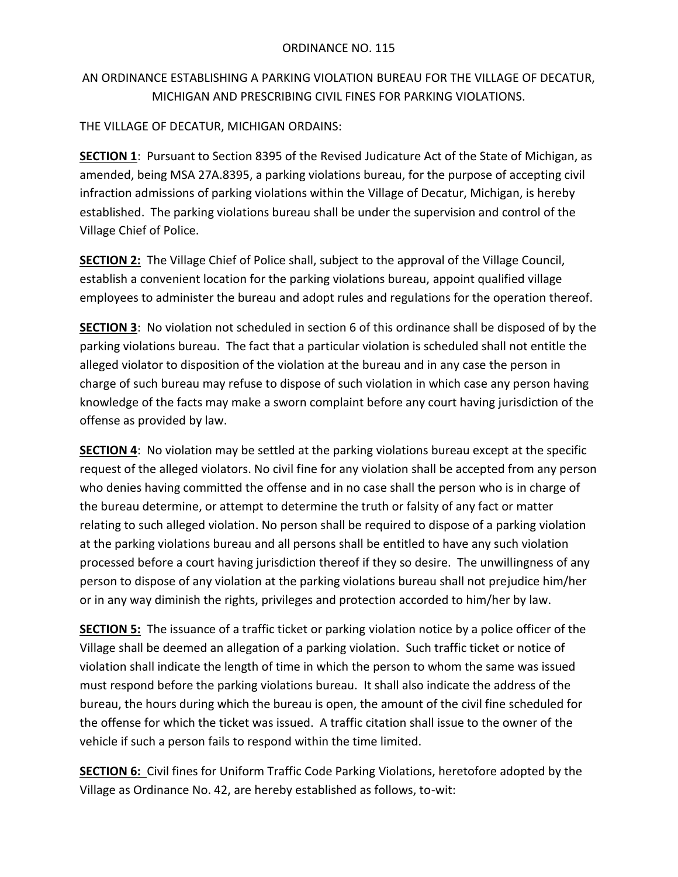ORDINANCE NO. 115

AN ORDINANCE ESTABLISHING A PARKING VIOLATION BUREAU FOR THE VILLAGE OF DECATUR, MICHIGAN AND PRESCRIBING CIVIL FINES FOR PARKING VIOLATIONS.

THE VILLAGE OF DECATUR, MICHIGAN ORDAINS:

**SECTION 1**: Pursuant to Section 8395 of the Revised Judicature Act of the State of Michigan, as amended, being MSA 27A.8395, a parking violations bureau, for the purpose of accepting civil infraction admissions of parking violations within the Village of Decatur, Michigan, is hereby established. The parking violations bureau shall be under the supervision and control of the Village Chief of Police.

**SECTION 2:** The Village Chief of Police shall, subject to the approval of the Village Council, establish a convenient location for the parking violations bureau, appoint qualified village employees to administer the bureau and adopt rules and regulations for the operation thereof.

**SECTION 3**: No violation not scheduled in section 6 of this ordinance shall be disposed of by the parking violations bureau. The fact that a particular violation is scheduled shall not entitle the alleged violator to disposition of the violation at the bureau and in any case the person in charge of such bureau may refuse to dispose of such violation in which case any person having knowledge of the facts may make a sworn complaint before any court having jurisdiction of the offense as provided by law.

**SECTION 4**: No violation may be settled at the parking violations bureau except at the specific request of the alleged violators. No civil fine for any violation shall be accepted from any person who denies having committed the offense and in no case shall the person who is in charge of the bureau determine, or attempt to determine the truth or falsity of any fact or matter relating to such alleged violation. No person shall be required to dispose of a parking violation at the parking violations bureau and all persons shall be entitled to have any such violation processed before a court having jurisdiction thereof if they so desire. The unwillingness of any person to dispose of any violation at the parking violations bureau shall not prejudice him/her or in any way diminish the rights, privileges and protection accorded to him/her by law.

**SECTION 5:** The issuance of a traffic ticket or parking violation notice by a police officer of the Village shall be deemed an allegation of a parking violation. Such traffic ticket or notice of violation shall indicate the length of time in which the person to whom the same was issued must respond before the parking violations bureau. It shall also indicate the address of the bureau, the hours during which the bureau is open, the amount of the civil fine scheduled for the offense for which the ticket was issued. A traffic citation shall issue to the owner of the vehicle if such a person fails to respond within the time limited.

**SECTION 6:** Civil fines for Uniform Traffic Code Parking Violations, heretofore adopted by the Village as Ordinance No. 42, are hereby established as follows, to-wit: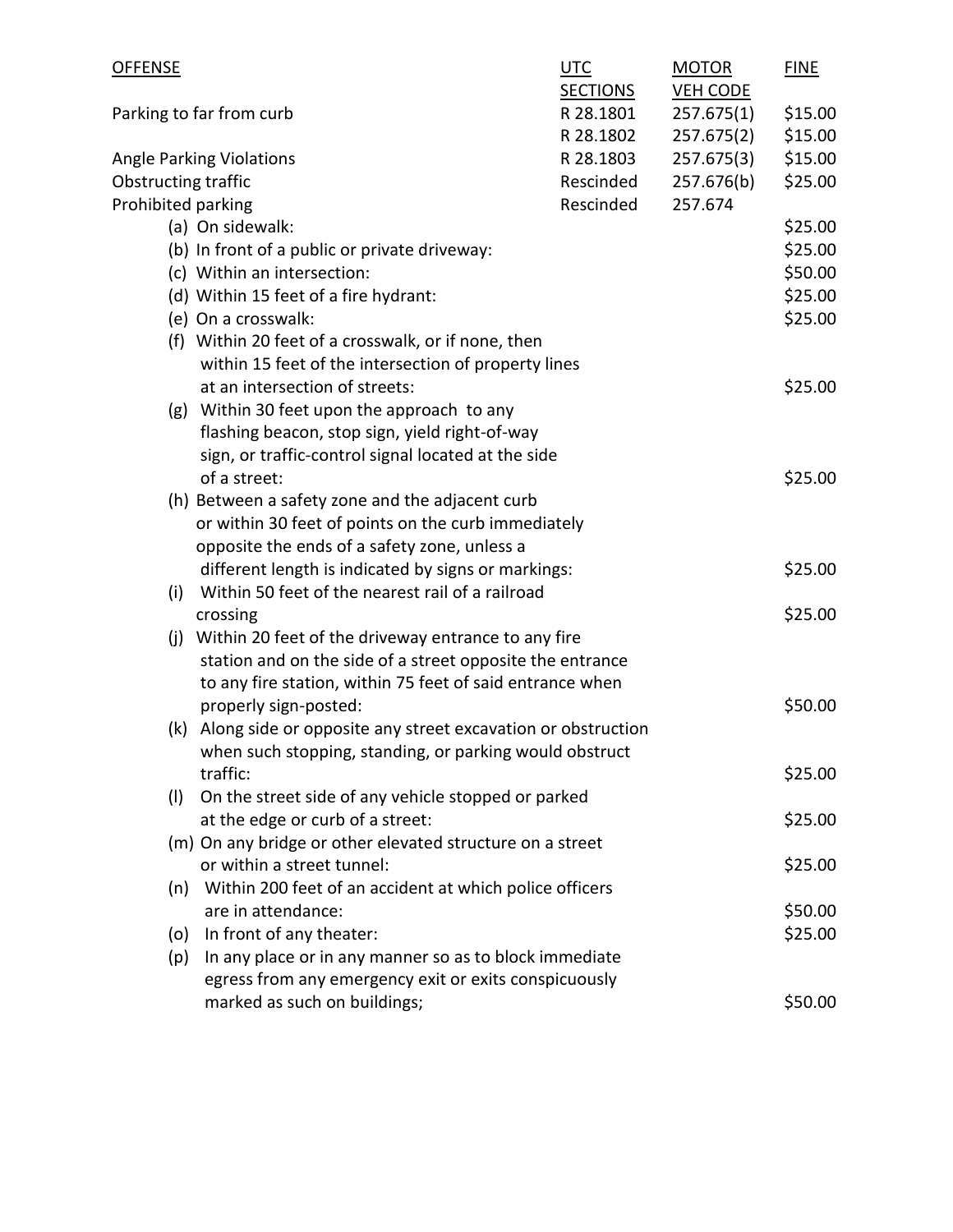| OFFENSE | UTC SECTIONS | MOTOR VEH CODE | FINE |
|---|---|---|---|
| Parking to far from curb | R 28.1801 | 257.675(1) | $15.00 |
| | R 28.1802 | 257.675(2) | $15.00 |
| Angle Parking Violations | R 28.1803 | 257.675(3) | $15.00 |
| Obstructing traffic | Rescinded | 257.676(b) | $25.00 |
| Prohibited parking | Rescinded | 257.674 | |
| (a) On sidewalk: | | | $25.00 |
| (b) In front of a public or private driveway: | | | $25.00 |
| (c) Within an intersection: | | | $50.00 |
| (d) Within 15 feet of a fire hydrant: | | | $25.00 |
| (e) On a crosswalk: | | | $25.00 |
| (f) Within 20 feet of a crosswalk, or if none, then within 15 feet of the intersection of property lines at an intersection of streets: | | | $25.00 |
| (g) Within 30 feet upon the approach to any flashing beacon, stop sign, yield right-of-way sign, or traffic-control signal located at the side of a street: | | | $25.00 |
| (h) Between a safety zone and the adjacent curb or within 30 feet of points on the curb immediately opposite the ends of a safety zone, unless a different length is indicated by signs or markings: | | | $25.00 |
| (i) Within 50 feet of the nearest rail of a railroad crossing | | | $25.00 |
| (j) Within 20 feet of the driveway entrance to any fire station and on the side of a street opposite the entrance to any fire station, within 75 feet of said entrance when properly sign-posted: | | | $50.00 |
| (k) Along side or opposite any street excavation or obstruction when such stopping, standing, or parking would obstruct traffic: | | | $25.00 |
| (l) On the street side of any vehicle stopped or parked at the edge or curb of a street: | | | $25.00 |
| (m) On any bridge or other elevated structure on a street or within a street tunnel: | | | $25.00 |
| (n) Within 200 feet of an accident at which police officers are in attendance: | | | $50.00 |
| (o) In front of any theater: | | | $25.00 |
| (p) In any place or in any manner so as to block immediate egress from any emergency exit or exits conspicuously marked as such on buildings; | | | $50.00 |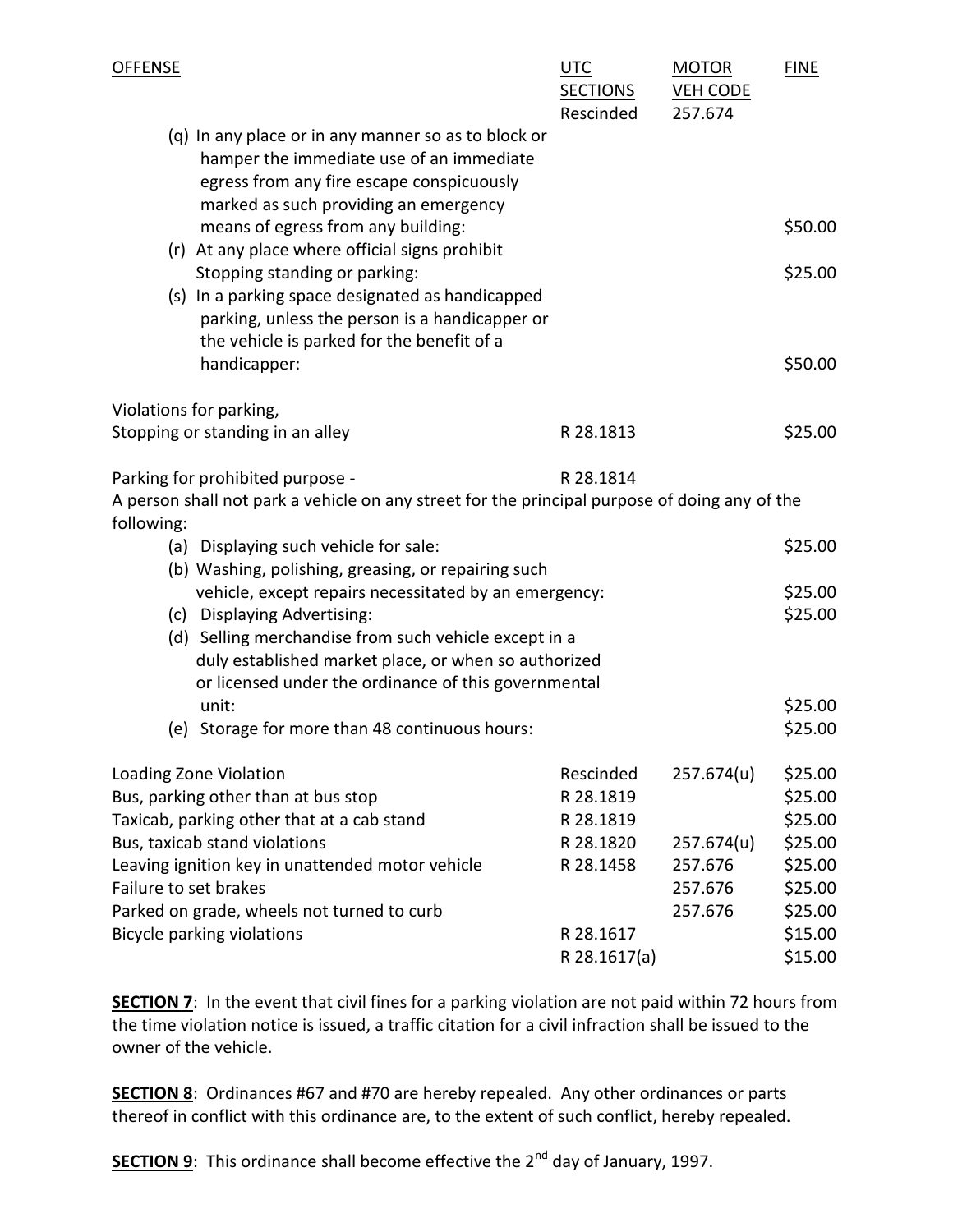| OFFENSE | UTC SECTIONS | MOTOR VEH CODE | FINE |
|---|---|---|---|
| | Rescinded | 257.674 | |
| (q) In any place or in any manner so as to block or hamper the immediate use of an immediate egress from any fire escape conspicuously marked as such providing an emergency means of egress from any building: | | | $50.00 |
| (r) At any place where official signs prohibit Stopping standing or parking: | | | $25.00 |
| (s) In a parking space designated as handicapped parking, unless the person is a handicapper or the vehicle is parked for the benefit of a handicapper: | | | $50.00 |
| Violations for parking, Stopping or standing in an alley | R 28.1813 | | $25.00 |
| Parking for prohibited purpose - | R 28.1814 | | |
| A person shall not park a vehicle on any street for the principal purpose of doing any of the following: | | | |
| (a) Displaying such vehicle for sale: | | | $25.00 |
| (b) Washing, polishing, greasing, or repairing such vehicle, except repairs necessitated by an emergency: | | | $25.00 |
| (c) Displaying Advertising: | | | $25.00 |
| (d) Selling merchandise from such vehicle except in a duly established market place, or when so authorized or licensed under the ordinance of this governmental unit: | | | $25.00 |
| (e) Storage for more than 48 continuous hours: | | | $25.00 |
| Loading Zone Violation | Rescinded | 257.674(u) | $25.00 |
| Bus, parking other than at bus stop | R 28.1819 | | $25.00 |
| Taxicab, parking other that at a cab stand | R 28.1819 | | $25.00 |
| Bus, taxicab stand violations | R 28.1820 | 257.674(u) | $25.00 |
| Leaving ignition key in unattended motor vehicle | R 28.1458 | 257.676 | $25.00 |
| Failure to set brakes | | 257.676 | $25.00 |
| Parked on grade, wheels not turned to curb | | 257.676 | $25.00 |
| Bicycle parking violations | R 28.1617 | | $15.00 |
| | R 28.1617(a) | | $15.00 |

**SECTION 7**: In the event that civil fines for a parking violation are not paid within 72 hours from the time violation notice is issued, a traffic citation for a civil infraction shall be issued to the owner of the vehicle.

**SECTION 8**: Ordinances #67 and #70 are hereby repealed. Any other ordinances or parts thereof in conflict with this ordinance are, to the extent of such conflict, hereby repealed.

**SECTION 9**: This ordinance shall become effective the 2nd day of January, 1997.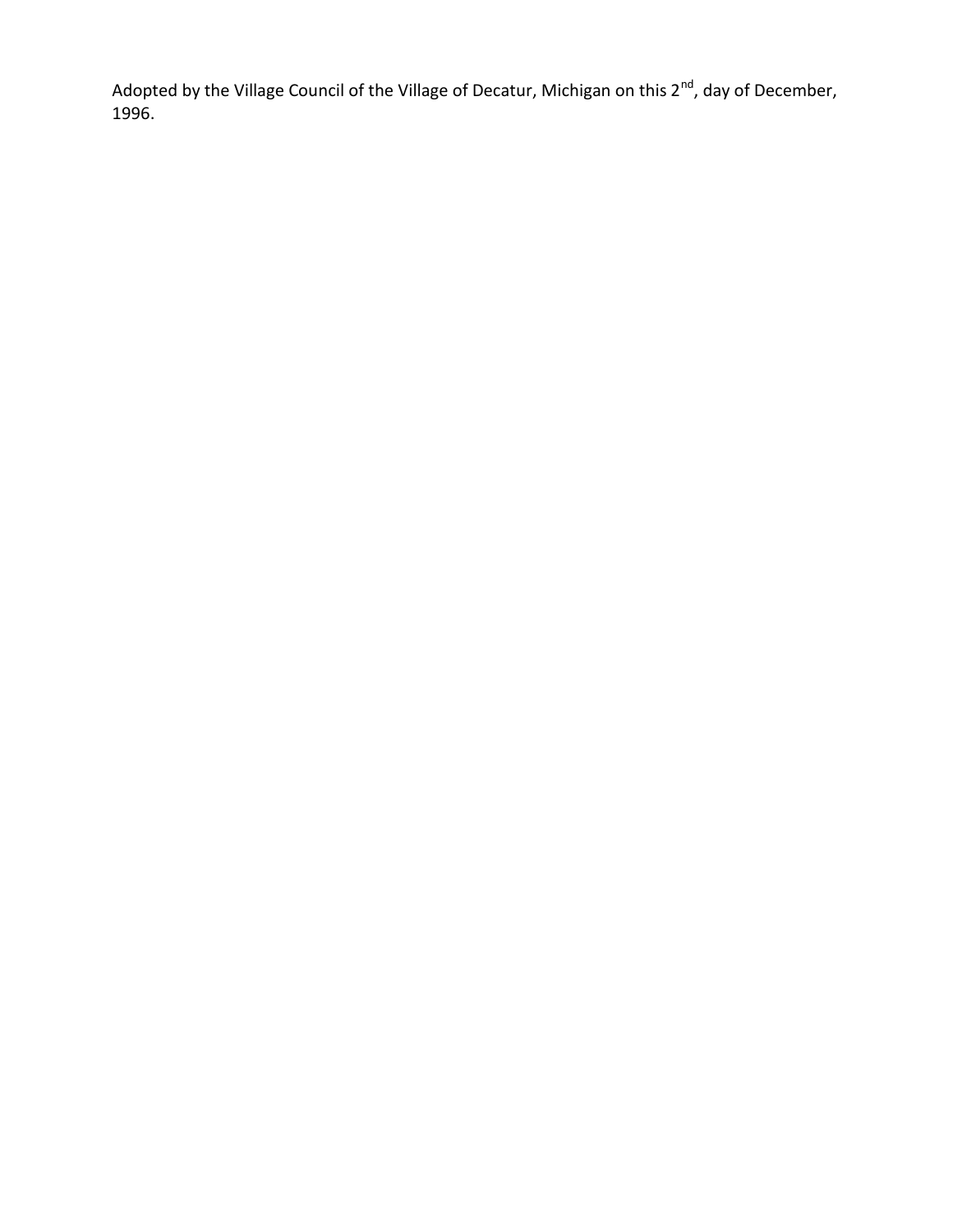Adopted by the Village Council of the Village of Decatur, Michigan on this 2nd, day of December, 1996.